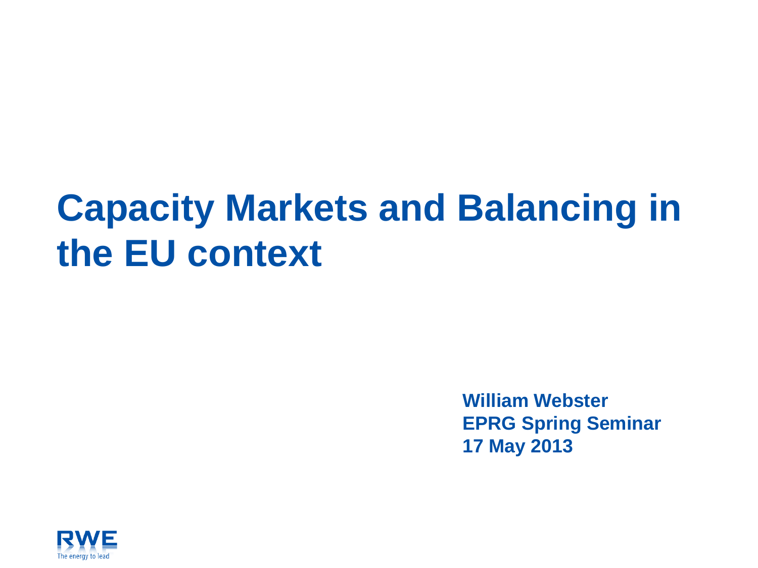# Capacity Markets and Balancing in the EU context

**William Webster**
**EPRG Spring Seminar**
**17 May 2013**

RWE
The energy to lead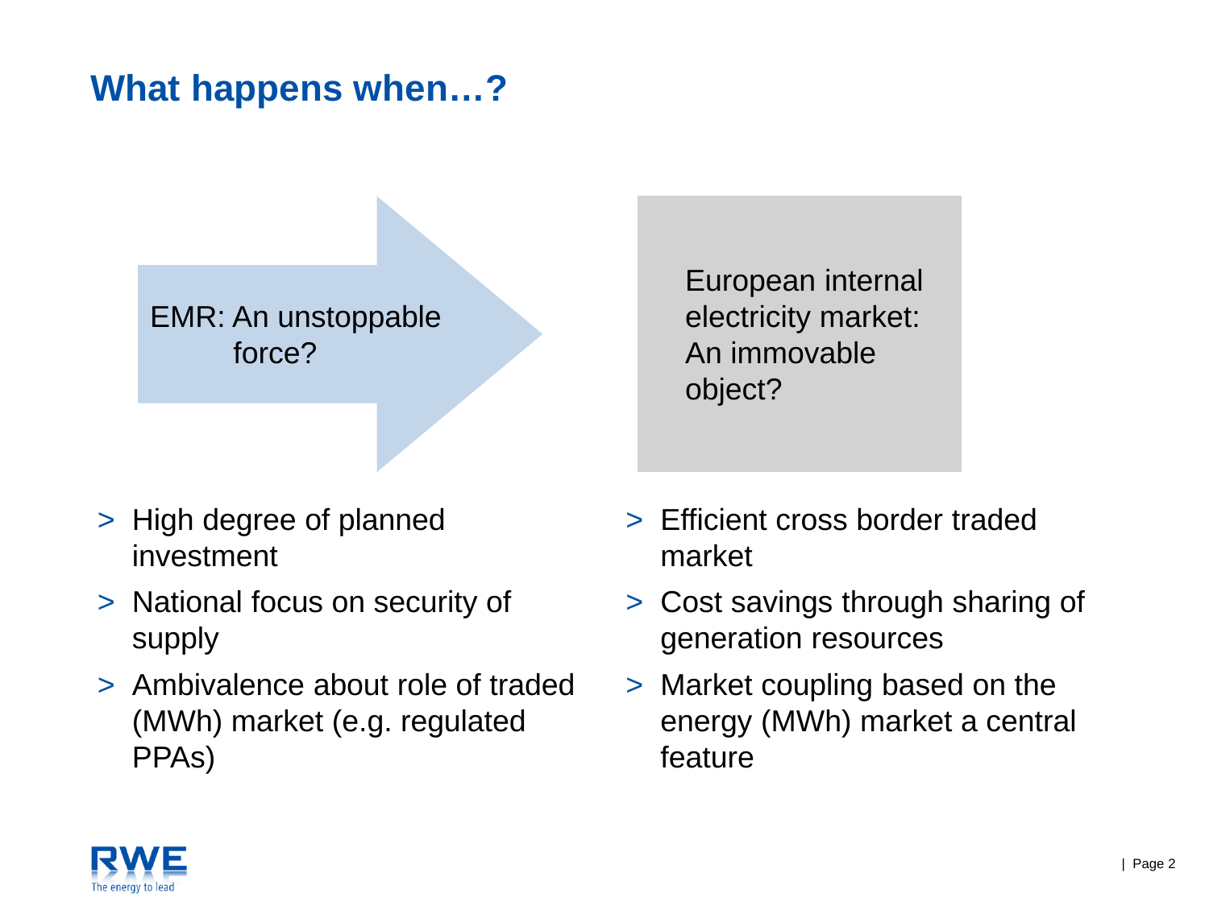# What happens when…?

EMR: An unstoppable force?

- High degree of planned investment
- National focus on security of supply
- Ambivalence about role of traded (MWh) market (e.g. regulated PPAs)

European internal electricity market: An immovable object?

- Efficient cross border traded market
- Cost savings through sharing of generation resources
- Market coupling based on the energy (MWh) market a central feature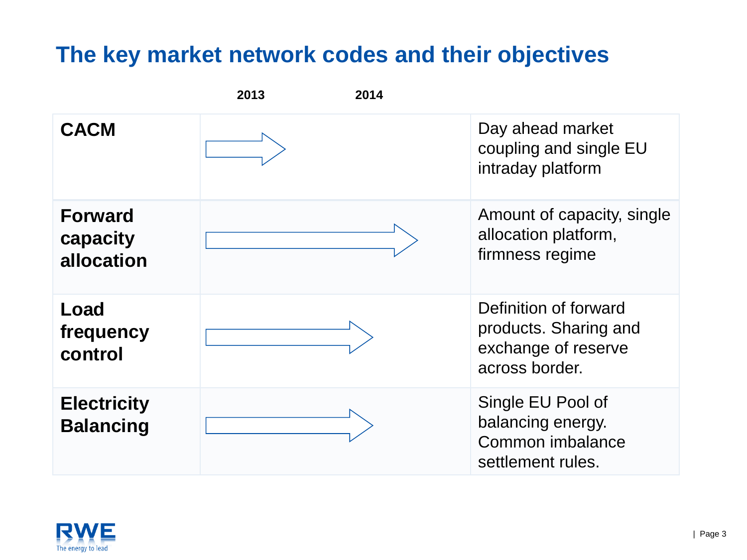# The key market network codes and their objectives

| | 2013 — 2014 | |
|---|---|---|
| **CACM** | → | Day ahead market coupling and single EU intraday platform |
| **Forward capacity allocation** | → | Amount of capacity, single allocation platform, firmness regime |
| **Load frequency control** | → | Definition of forward products. Sharing and exchange of reserve across border. |
| **Electricity Balancing** | → | Single EU Pool of balancing energy. Common imbalance settlement rules. |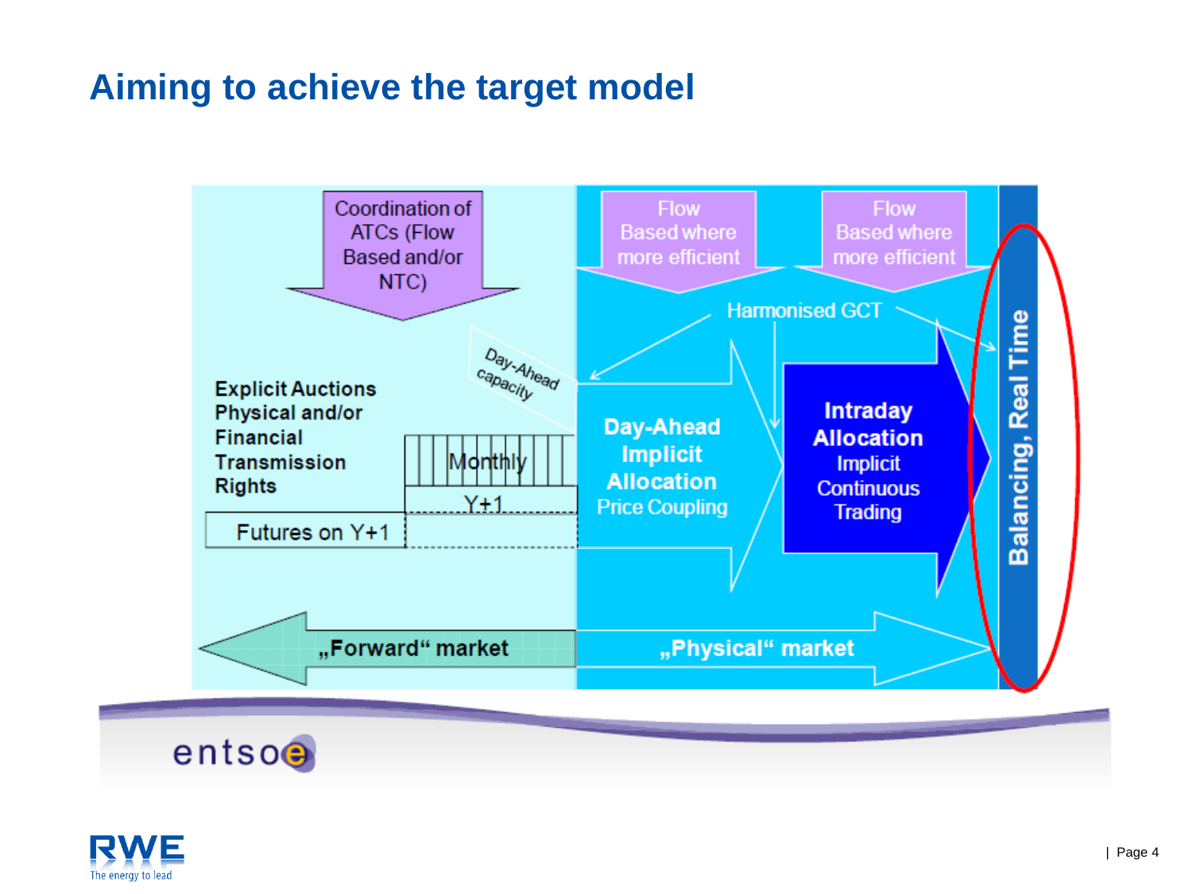# Aiming to achieve the target model

Coordination of ATCs (Flow Based and/or NTC)

Flow Based where more efficient

Flow Based where more efficient

Harmonised GCT

Day-Ahead capacity

Explicit Auctions Physical and/or Financial Transmission Rights

Monthly

Y+1

Futures on Y+1

**Day-Ahead Implicit Allocation** Price Coupling

**Intraday Allocation** Implicit Continuous Trading

**Balancing, Real Time**

**„Forward" market**

**„Physical" market**

entsoe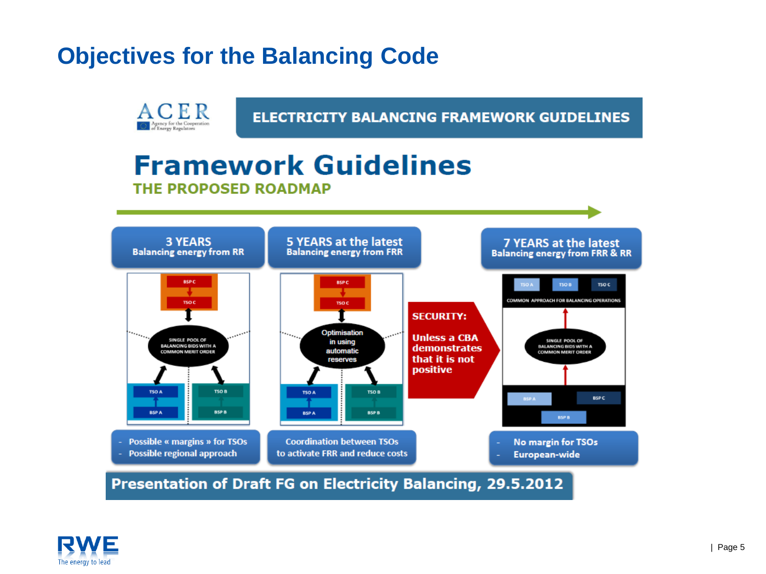# Objectives for the Balancing Code

ACER – Agency for the Cooperation of Energy Regulators

**ELECTRICITY BALANCING FRAMEWORK GUIDELINES**

## Framework Guidelines

### THE PROPOSED ROADMAP

**3 YEARS**
**Balancing energy from RR**

BSP C → TSO C

SINGLE POOL OF BALANCING BIDS WITH A COMMON MERIT ORDER

TSO A / BSP A — TSO B / BSP B

- Possible « margins » for TSOs
- Possible regional approach

**5 YEARS at the latest**
**Balancing energy from FRR**

BSP C → TSO C

Optimisation in using automatic reserves

TSO A / BSP A — TSO B / BSP B

Coordination between TSOs to activate FRR and reduce costs

**SECURITY:**

**Unless a CBA demonstrates that it is not positive**

**7 YEARS at the latest**
**Balancing energy from FRR & RR**

TSO A — TSO B — TSO C

COMMON APPROACH FOR BALANCING OPERATIONS

SINGLE POOL OF BALANCING BIDS WITH A COMMON MERIT ORDER

BSP A — BSP C — BSP B

- No margin for TSOs
- European-wide

**Presentation of Draft FG on Electricity Balancing, 29.5.2012**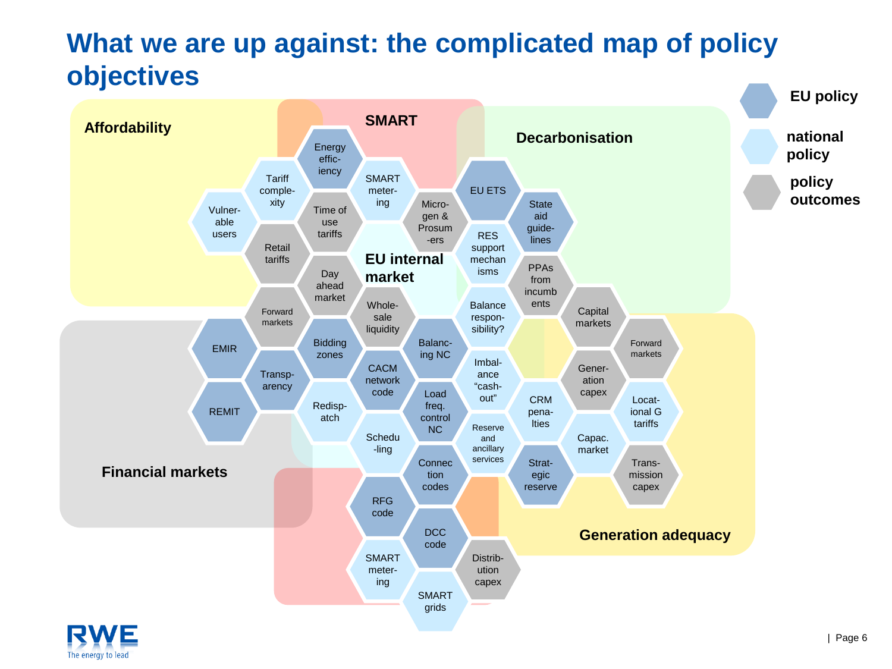# What we are up against: the complicated map of policy objectives

**Legend:**
- EU policy
- national policy
- policy outcomes

**Affordability**

**SMART**

**Decarbonisation**

**EU internal market**

**Financial markets**

**Generation adequacy**

Energy efficiency

Tariff complexity

SMART metering

Vulnerable users

Time of use tariffs

Micro-gen & Prosumers

EU ETS

State aid guidelines

Retail tariffs

RES support mechanisms

Day ahead market

PPAs from incumbents

Forward markets

Wholesale liquidity

Balance responsibility?

Capital markets

EMIR

Bidding zones

Balancing NC

Forward markets

Transparency

CACM network code

Imbalance "cash-out"

Generation capex

REMIT

Redispatch

Load freq. control NC

CRM penalties

Locational G tariffs

Scheduling

Reserve and ancillary services

Capac. market

Connection codes

Strategic reserve

Transmission capex

RFG code

DCC code

SMART metering

Distribution capex

SMART grids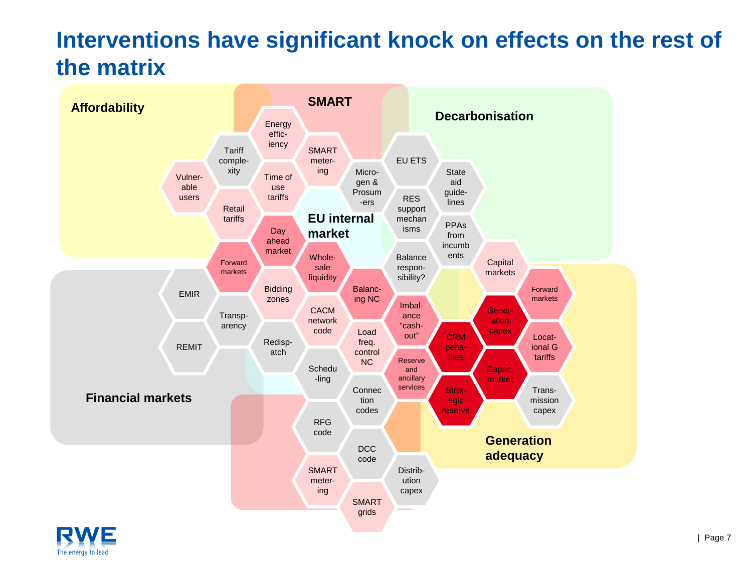# Interventions have significant knock on effects on the rest of the matrix

**Affordability**

- Vulnerable users
- Tariff complexity
- Retail tariffs

**SMART**

- Energy efficiency
- SMART metering
- Time of use tariffs

**Decarbonisation**

- Micro-gen & Prosumers
- EU ETS
- State aid guidelines
- RES support mechanisms
- PPAs from incumbents

**EU internal market**

- Day ahead market
- Forward markets
- Wholesale liquidity
- Bidding zones
- Balance responsibility?
- Balancing NC
- CACM network code
- Imbalance "cash-out"
- Load freq. control NC
- Reserve and ancillary services
- Redispatch
- Scheduling

**Financial markets**

- EMIR
- REMIT
- Transparency

**Generation adequacy**

- Capital markets
- Forward markets
- Generation capex
- CRM penalties
- Locational G tariffs
- Capac. market
- Strategic reserve
- Transmission capex

**SMART**

- Connection codes
- RFG code
- DCC code
- SMART metering
- Distribution capex
- SMART grids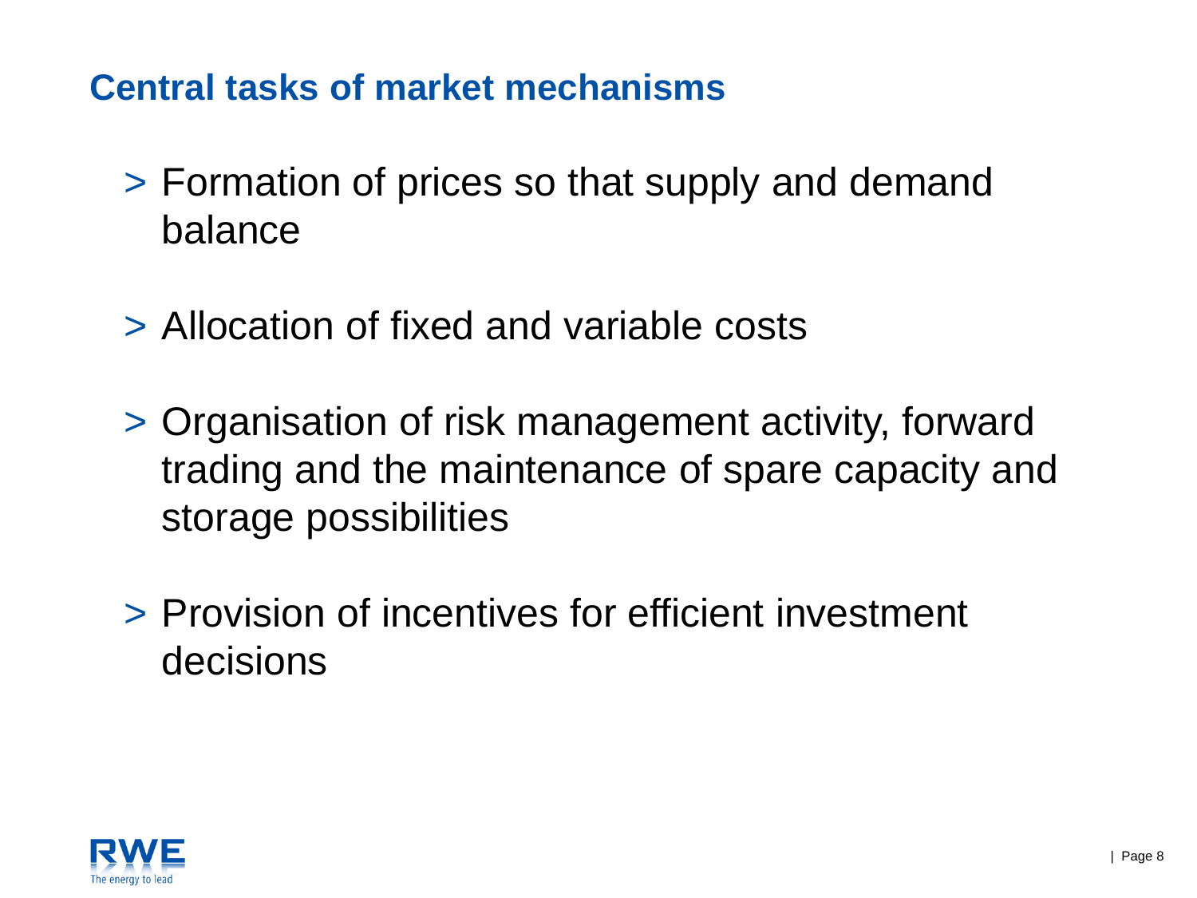# Central tasks of market mechanisms

- Formation of prices so that supply and demand balance
- Allocation of fixed and variable costs
- Organisation of risk management activity, forward trading and the maintenance of spare capacity and storage possibilities
- Provision of incentives for efficient investment decisions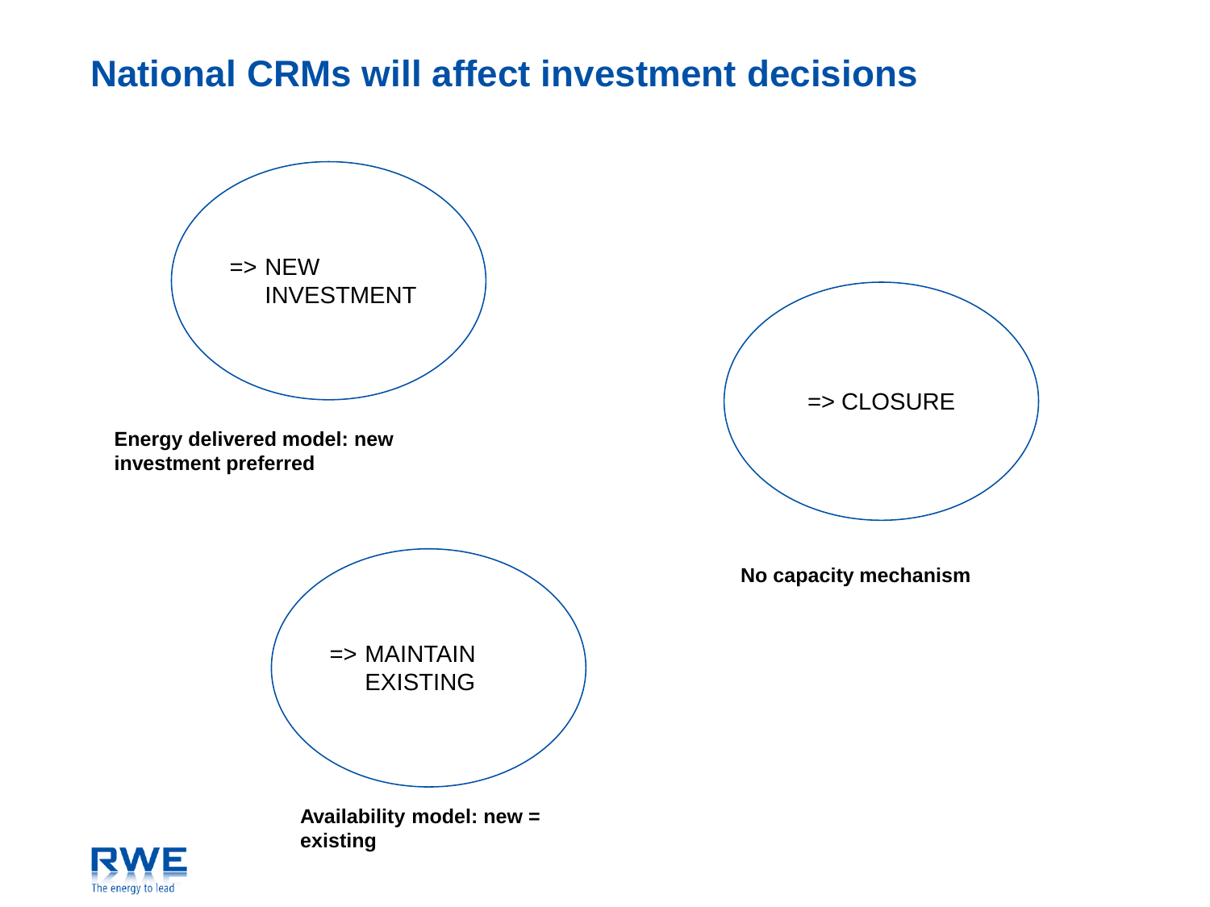# National CRMs will affect investment decisions

=> NEW INVESTMENT

**Energy delivered model: new investment preferred**

=> CLOSURE

**No capacity mechanism**

=> MAINTAIN EXISTING

**Availability model: new = existing**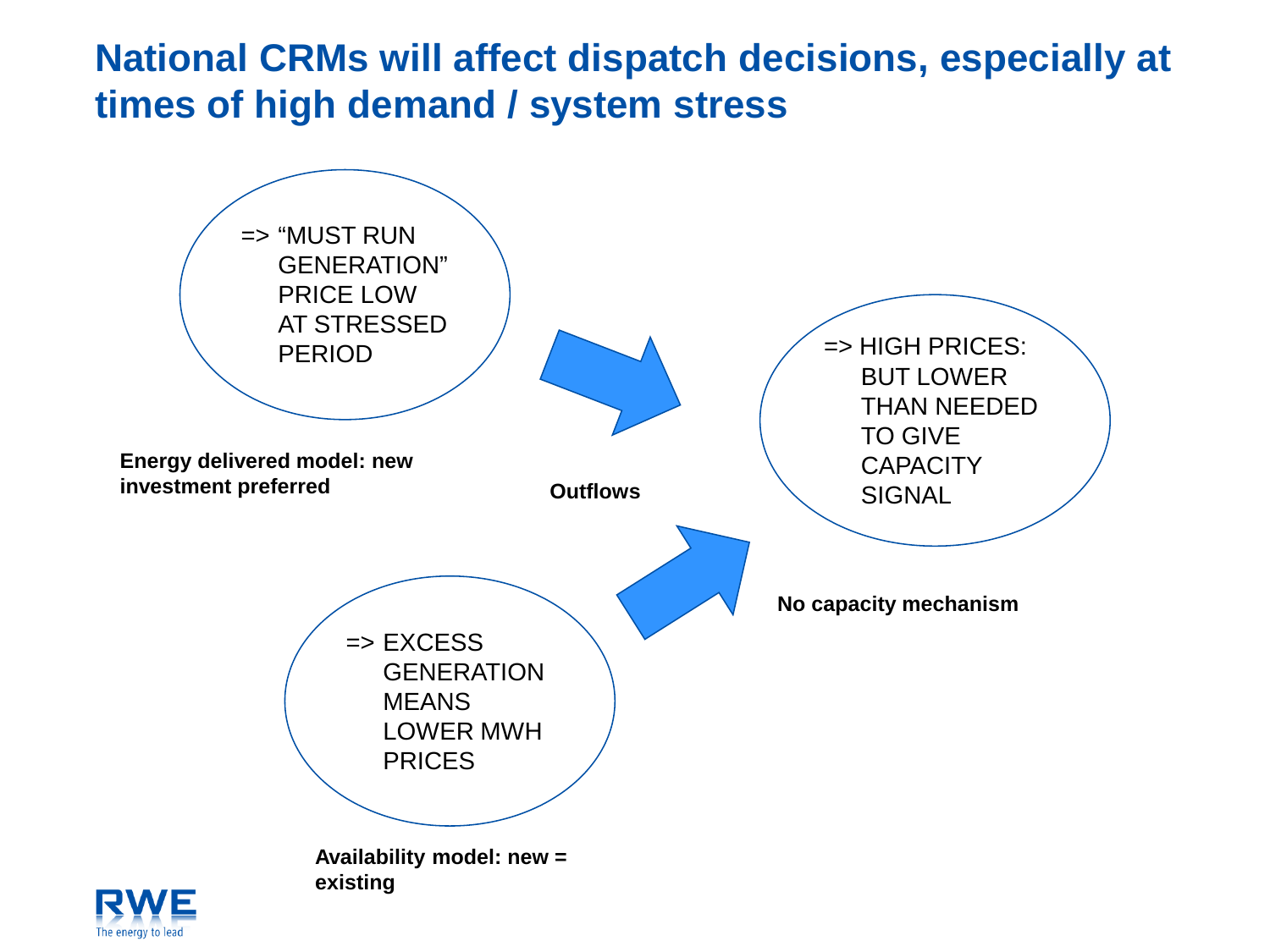# National CRMs will affect dispatch decisions, especially at times of high demand / system stress

=> "MUST RUN GENERATION" PRICE LOW AT STRESSED PERIOD

**Energy delivered model: new investment preferred**

**Outflows**

=> HIGH PRICES: BUT LOWER THAN NEEDED TO GIVE CAPACITY SIGNAL

**No capacity mechanism**

=> EXCESS GENERATION MEANS LOWER MWH PRICES

**Availability model: new = existing**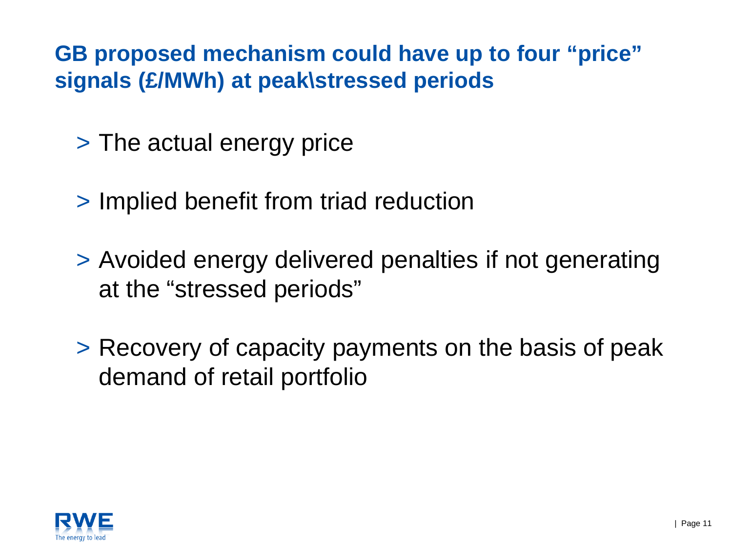## GB proposed mechanism could have up to four "price" signals (£/MWh) at peak\stressed periods

- The actual energy price
- Implied benefit from triad reduction
- Avoided energy delivered penalties if not generating at the "stressed periods"
- Recovery of capacity payments on the basis of peak demand of retail portfolio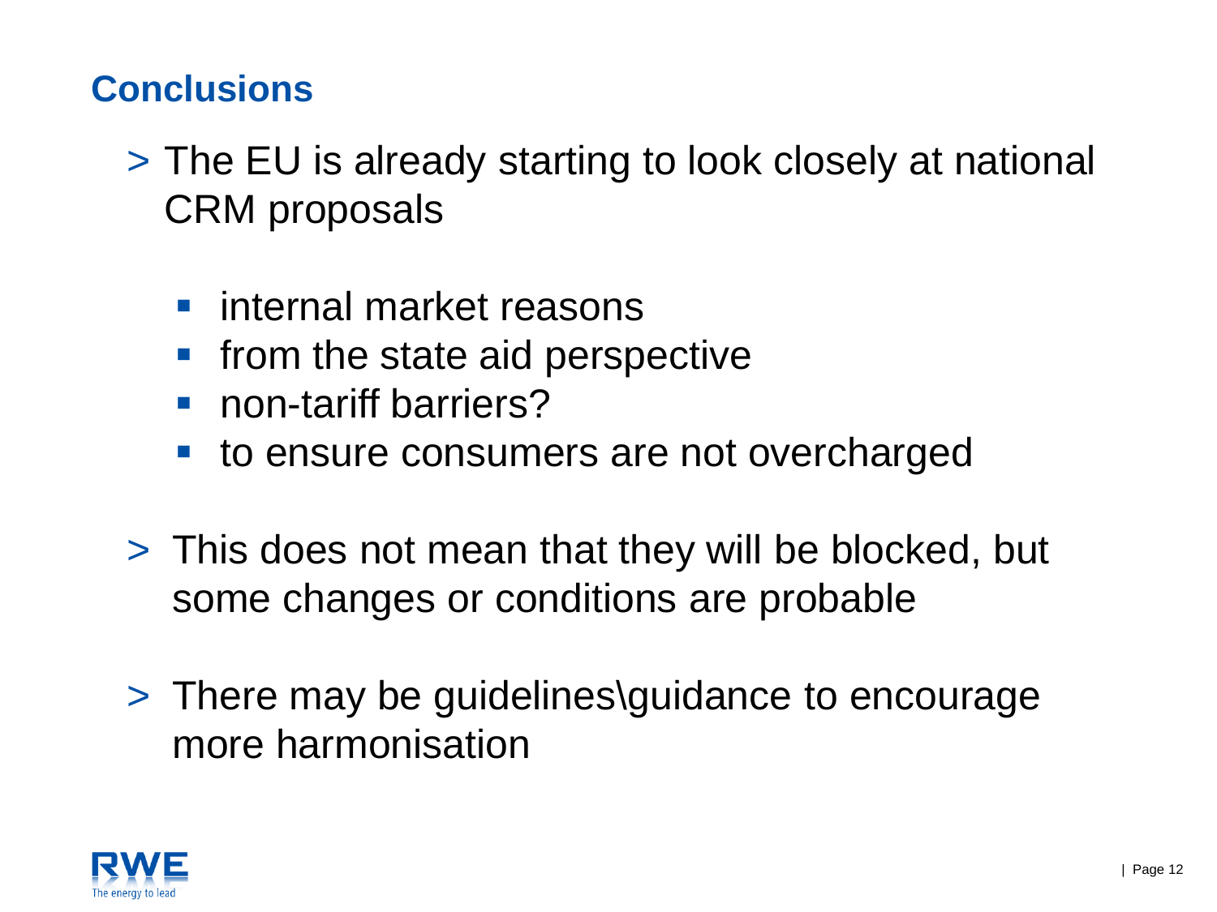## Conclusions

> The EU is already starting to look closely at national CRM proposals

- internal market reasons
- from the state aid perspective
- non-tariff barriers?
- to ensure consumers are not overcharged

> This does not mean that they will be blocked, but some changes or conditions are probable

> There may be guidelines\guidance to encourage more harmonisation